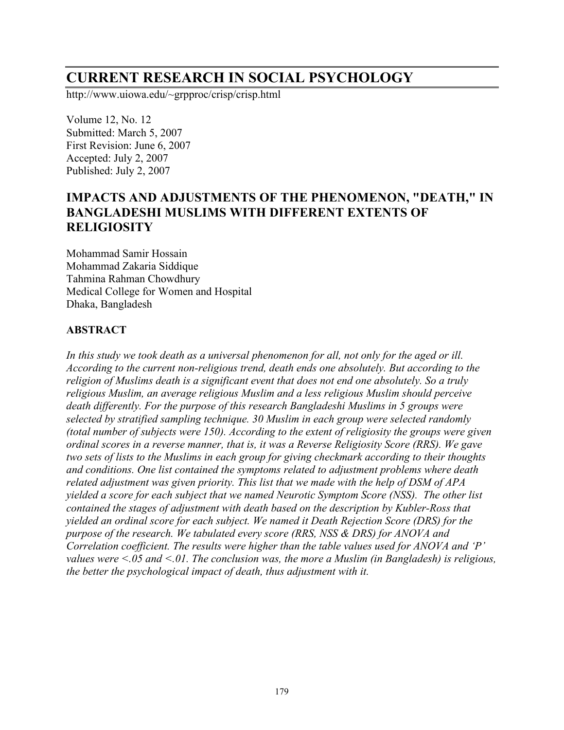# CURRENT RESEARCH IN SOCIAL PSYCHOLOGY

http://www.uiowa.edu/~grpproc/crisp/crisp.html

Volume 12, No. 12
Submitted: March 5, 2007
First Revision: June 6, 2007
Accepted: July 2, 2007
Published: July 2, 2007

## IMPACTS AND ADJUSTMENTS OF THE PHENOMENON, "DEATH," IN BANGLADESHI MUSLIMS WITH DIFFERENT EXTENTS OF RELIGIOSITY

Mohammad Samir Hossain
Mohammad Zakaria Siddique
Tahmina Rahman Chowdhury
Medical College for Women and Hospital
Dhaka, Bangladesh

### ABSTRACT

*In this study we took death as a universal phenomenon for all, not only for the aged or ill. According to the current non-religious trend, death ends one absolutely. But according to the religion of Muslims death is a significant event that does not end one absolutely. So a truly religious Muslim, an average religious Muslim and a less religious Muslim should perceive death differently. For the purpose of this research Bangladeshi Muslims in 5 groups were selected by stratified sampling technique. 30 Muslim in each group were selected randomly (total number of subjects were 150). According to the extent of religiosity the groups were given ordinal scores in a reverse manner, that is, it was a Reverse Religiosity Score (RRS). We gave two sets of lists to the Muslims in each group for giving checkmark according to their thoughts and conditions. One list contained the symptoms related to adjustment problems where death related adjustment was given priority. This list that we made with the help of DSM of APA yielded a score for each subject that we named Neurotic Symptom Score (NSS). The other list contained the stages of adjustment with death based on the description by Kubler-Ross that yielded an ordinal score for each subject. We named it Death Rejection Score (DRS) for the purpose of the research. We tabulated every score (RRS, NSS & DRS) for ANOVA and Correlation coefficient. The results were higher than the table values used for ANOVA and 'P' values were <.05 and <.01. The conclusion was, the more a Muslim (in Bangladesh) is religious, the better the psychological impact of death, thus adjustment with it.*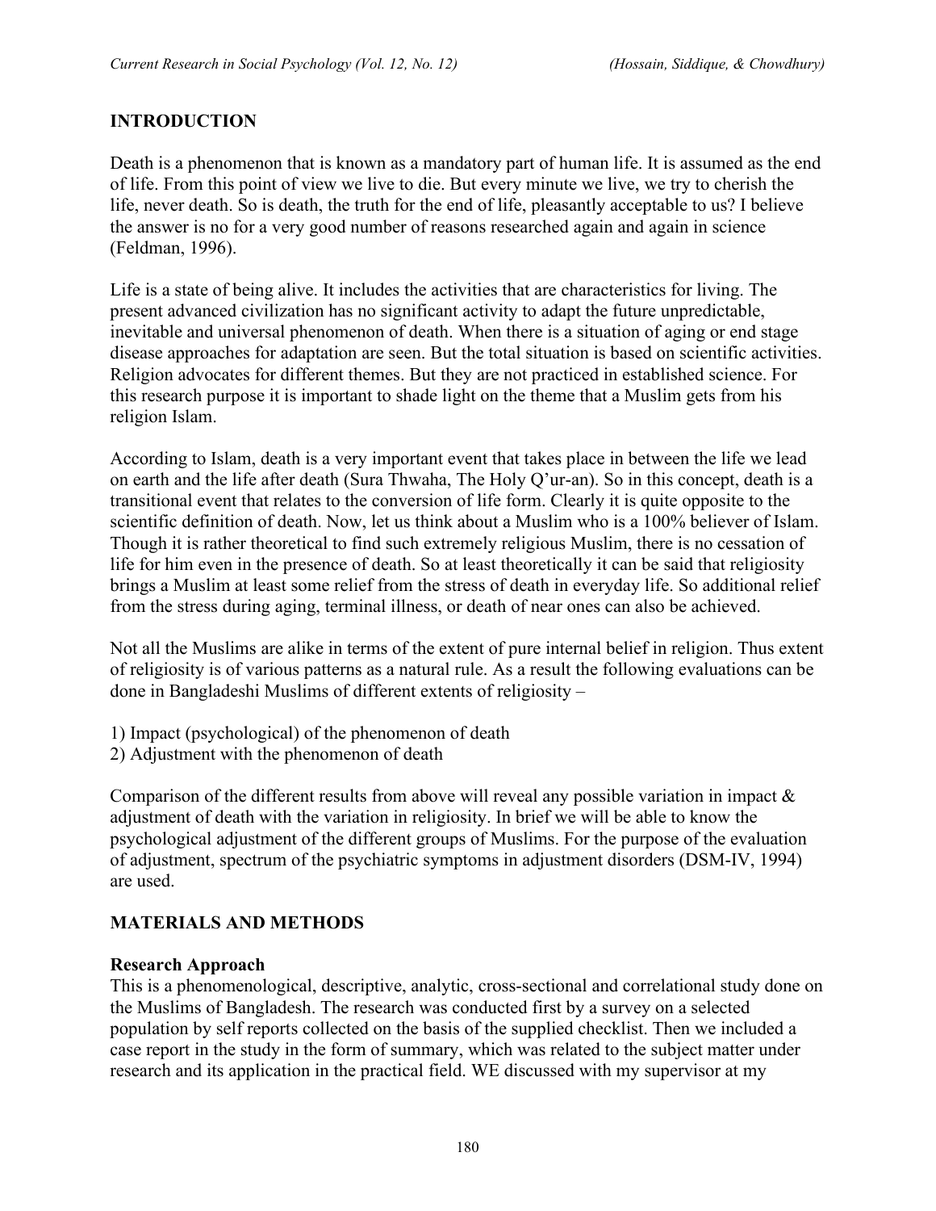## INTRODUCTION

Death is a phenomenon that is known as a mandatory part of human life. It is assumed as the end of life. From this point of view we live to die. But every minute we live, we try to cherish the life, never death. So is death, the truth for the end of life, pleasantly acceptable to us? I believe the answer is no for a very good number of reasons researched again and again in science (Feldman, 1996).

Life is a state of being alive. It includes the activities that are characteristics for living. The present advanced civilization has no significant activity to adapt the future unpredictable, inevitable and universal phenomenon of death. When there is a situation of aging or end stage disease approaches for adaptation are seen. But the total situation is based on scientific activities. Religion advocates for different themes. But they are not practiced in established science. For this research purpose it is important to shade light on the theme that a Muslim gets from his religion Islam.

According to Islam, death is a very important event that takes place in between the life we lead on earth and the life after death (Sura Thwaha, The Holy Q'ur-an). So in this concept, death is a transitional event that relates to the conversion of life form. Clearly it is quite opposite to the scientific definition of death. Now, let us think about a Muslim who is a 100% believer of Islam. Though it is rather theoretical to find such extremely religious Muslim, there is no cessation of life for him even in the presence of death. So at least theoretically it can be said that religiosity brings a Muslim at least some relief from the stress of death in everyday life. So additional relief from the stress during aging, terminal illness, or death of near ones can also be achieved.

Not all the Muslims are alike in terms of the extent of pure internal belief in religion. Thus extent of religiosity is of various patterns as a natural rule. As a result the following evaluations can be done in Bangladeshi Muslims of different extents of religiosity –

1) Impact (psychological) of the phenomenon of death
2) Adjustment with the phenomenon of death

Comparison of the different results from above will reveal any possible variation in impact & adjustment of death with the variation in religiosity. In brief we will be able to know the psychological adjustment of the different groups of Muslims. For the purpose of the evaluation of adjustment, spectrum of the psychiatric symptoms in adjustment disorders (DSM-IV, 1994) are used.

## MATERIALS AND METHODS

### Research Approach

This is a phenomenological, descriptive, analytic, cross-sectional and correlational study done on the Muslims of Bangladesh. The research was conducted first by a survey on a selected population by self reports collected on the basis of the supplied checklist. Then we included a case report in the study in the form of summary, which was related to the subject matter under research and its application in the practical field. WE discussed with my supervisor at my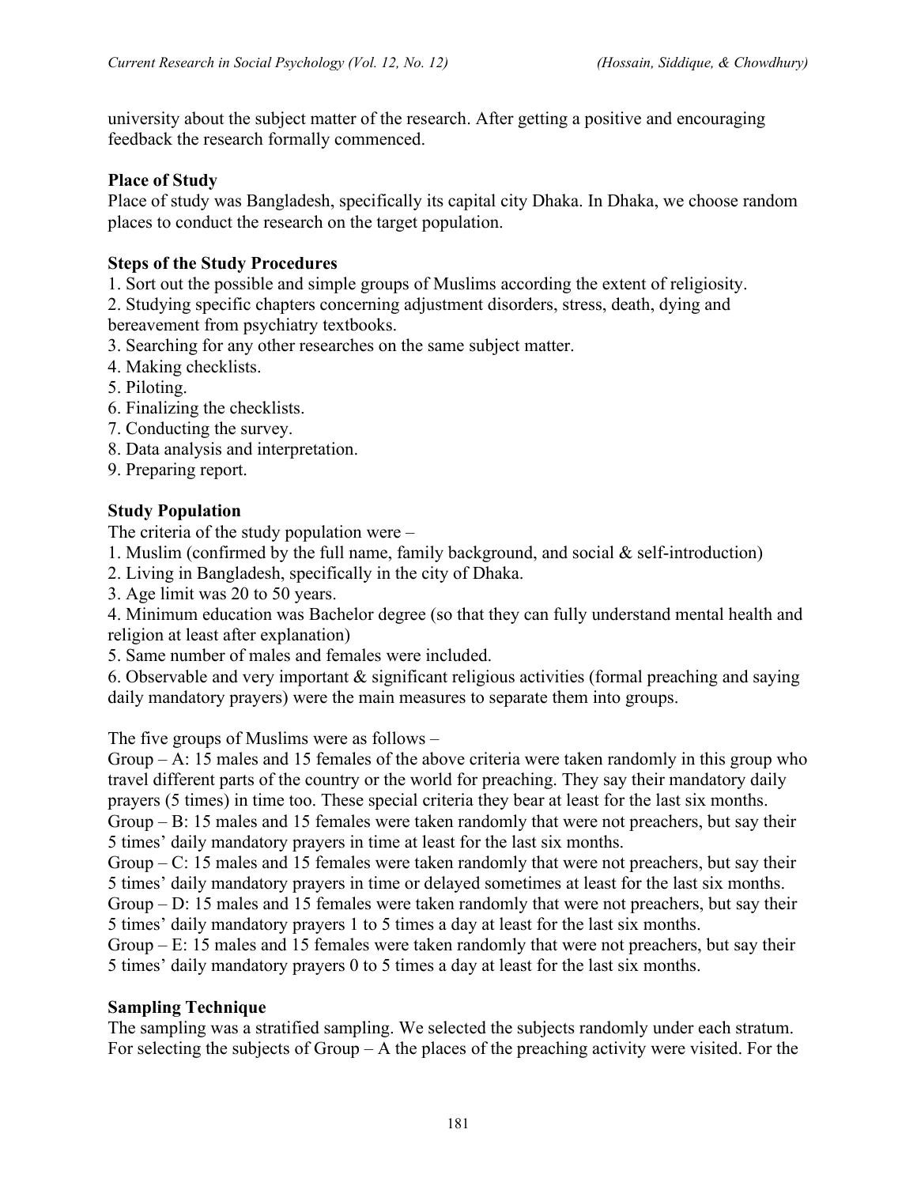university about the subject matter of the research. After getting a positive and encouraging feedback the research formally commenced.

### Place of Study

Place of study was Bangladesh, specifically its capital city Dhaka. In Dhaka, we choose random places to conduct the research on the target population.

### Steps of the Study Procedures

1. Sort out the possible and simple groups of Muslims according the extent of religiosity.
2. Studying specific chapters concerning adjustment disorders, stress, death, dying and bereavement from psychiatry textbooks.
3. Searching for any other researches on the same subject matter.
4. Making checklists.
5. Piloting.
6. Finalizing the checklists.
7. Conducting the survey.
8. Data analysis and interpretation.
9. Preparing report.

### Study Population

The criteria of the study population were –

1. Muslim (confirmed by the full name, family background, and social & self-introduction)
2. Living in Bangladesh, specifically in the city of Dhaka.
3. Age limit was 20 to 50 years.
4. Minimum education was Bachelor degree (so that they can fully understand mental health and religion at least after explanation)
5. Same number of males and females were included.
6. Observable and very important & significant religious activities (formal preaching and saying daily mandatory prayers) were the main measures to separate them into groups.

The five groups of Muslims were as follows –

Group – A: 15 males and 15 females of the above criteria were taken randomly in this group who travel different parts of the country or the world for preaching. They say their mandatory daily prayers (5 times) in time too. These special criteria they bear at least for the last six months.
Group – B: 15 males and 15 females were taken randomly that were not preachers, but say their 5 times' daily mandatory prayers in time at least for the last six months.
Group – C: 15 males and 15 females were taken randomly that were not preachers, but say their 5 times' daily mandatory prayers in time or delayed sometimes at least for the last six months.
Group – D: 15 males and 15 females were taken randomly that were not preachers, but say their 5 times' daily mandatory prayers 1 to 5 times a day at least for the last six months.
Group – E: 15 males and 15 females were taken randomly that were not preachers, but say their 5 times' daily mandatory prayers 0 to 5 times a day at least for the last six months.

### Sampling Technique

The sampling was a stratified sampling. We selected the subjects randomly under each stratum. For selecting the subjects of Group – A the places of the preaching activity were visited. For the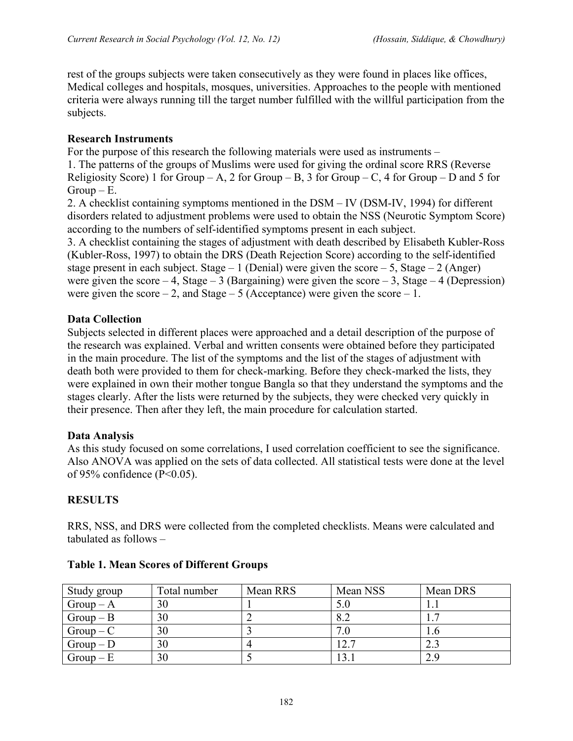rest of the groups subjects were taken consecutively as they were found in places like offices, Medical colleges and hospitals, mosques, universities. Approaches to the people with mentioned criteria were always running till the target number fulfilled with the willful participation from the subjects.

**Research Instruments**

For the purpose of this research the following materials were used as instruments –

1. The patterns of the groups of Muslims were used for giving the ordinal score RRS (Reverse Religiosity Score) 1 for Group – A, 2 for Group – B, 3 for Group – C, 4 for Group – D and 5 for Group – E.
2. A checklist containing symptoms mentioned in the DSM – IV (DSM-IV, 1994) for different disorders related to adjustment problems were used to obtain the NSS (Neurotic Symptom Score) according to the numbers of self-identified symptoms present in each subject.
3. A checklist containing the stages of adjustment with death described by Elisabeth Kubler-Ross (Kubler-Ross, 1997) to obtain the DRS (Death Rejection Score) according to the self-identified stage present in each subject. Stage – 1 (Denial) were given the score – 5, Stage – 2 (Anger) were given the score – 4, Stage – 3 (Bargaining) were given the score – 3, Stage – 4 (Depression) were given the score – 2, and Stage – 5 (Acceptance) were given the score – 1.

**Data Collection**

Subjects selected in different places were approached and a detail description of the purpose of the research was explained. Verbal and written consents were obtained before they participated in the main procedure. The list of the symptoms and the list of the stages of adjustment with death both were provided to them for check-marking. Before they check-marked the lists, they were explained in own their mother tongue Bangla so that they understand the symptoms and the stages clearly. After the lists were returned by the subjects, they were checked very quickly in their presence. Then after they left, the main procedure for calculation started.

**Data Analysis**

As this study focused on some correlations, I used correlation coefficient to see the significance. Also ANOVA was applied on the sets of data collected. All statistical tests were done at the level of 95% confidence ($P<0.05$).

## RESULTS

RRS, NSS, and DRS were collected from the completed checklists. Means were calculated and tabulated as follows –

**Table 1. Mean Scores of Different Groups**

| Study group | Total number | Mean RRS | Mean NSS | Mean DRS |
|---|---|---|---|---|
| Group – A | 30 | 1 | 5.0 | 1.1 |
| Group – B | 30 | 2 | 8.2 | 1.7 |
| Group – C | 30 | 3 | 7.0 | 1.6 |
| Group – D | 30 | 4 | 12.7 | 2.3 |
| Group – E | 30 | 5 | 13.1 | 2.9 |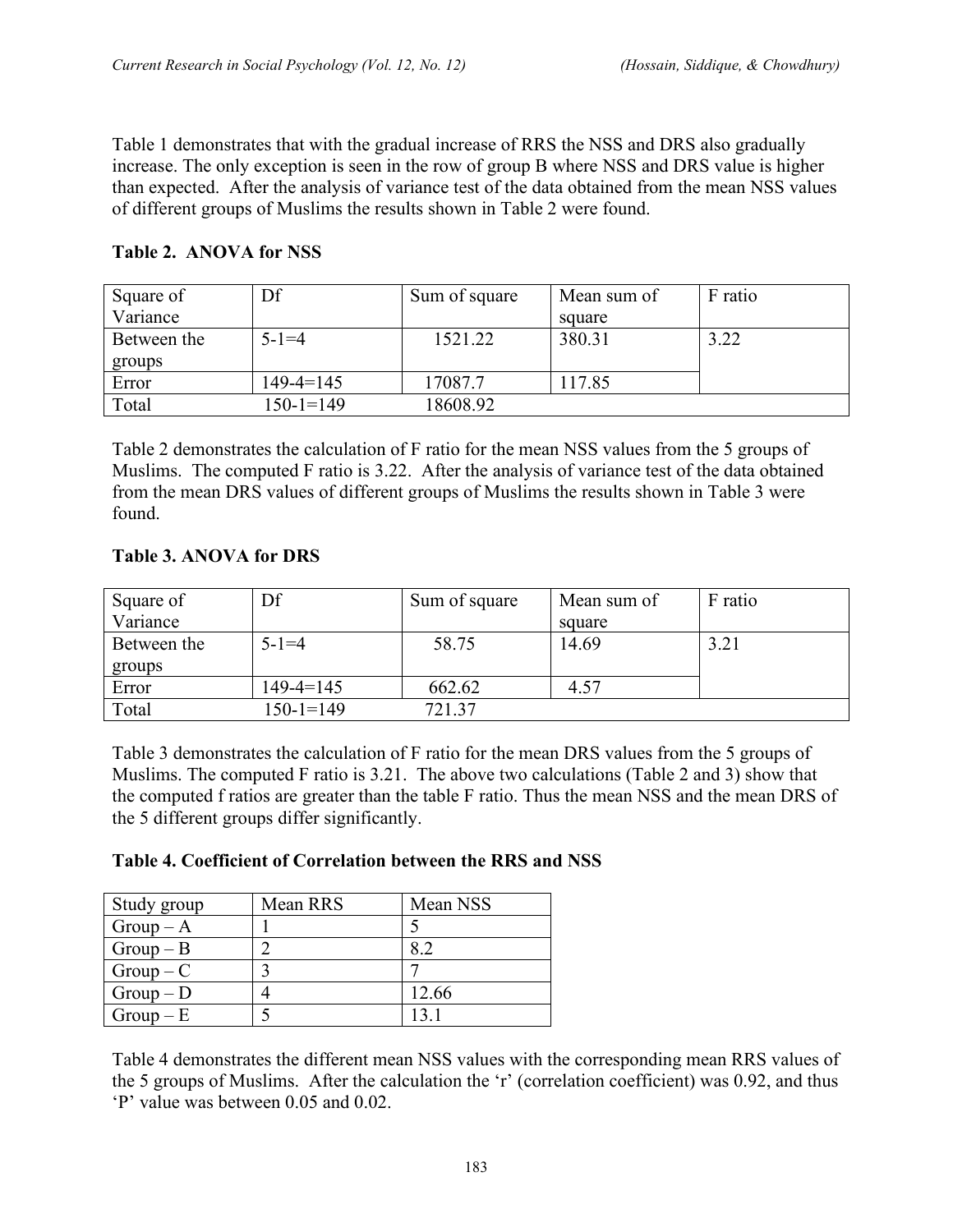Table 1 demonstrates that with the gradual increase of RRS the NSS and DRS also gradually increase. The only exception is seen in the row of group B where NSS and DRS value is higher than expected. After the analysis of variance test of the data obtained from the mean NSS values of different groups of Muslims the results shown in Table 2 were found.

**Table 2. ANOVA for NSS**

| Square of Variance | Df | Sum of square | Mean sum of square | F ratio |
|---|---|---|---|---|
| Between the groups | 5-1=4 | 1521.22 | 380.31 | 3.22 |
| Error | 149-4=145 | 17087.7 | 117.85 | |
| Total | 150-1=149 | 18608.92 | | |

Table 2 demonstrates the calculation of F ratio for the mean NSS values from the 5 groups of Muslims. The computed F ratio is 3.22. After the analysis of variance test of the data obtained from the mean DRS values of different groups of Muslims the results shown in Table 3 were found.

**Table 3. ANOVA for DRS**

| Square of Variance | Df | Sum of square | Mean sum of square | F ratio |
|---|---|---|---|---|
| Between the groups | 5-1=4 | 58.75 | 14.69 | 3.21 |
| Error | 149-4=145 | 662.62 | 4.57 | |
| Total | 150-1=149 | 721.37 | | |

Table 3 demonstrates the calculation of F ratio for the mean DRS values from the 5 groups of Muslims. The computed F ratio is 3.21. The above two calculations (Table 2 and 3) show that the computed f ratios are greater than the table F ratio. Thus the mean NSS and the mean DRS of the 5 different groups differ significantly.

**Table 4. Coefficient of Correlation between the RRS and NSS**

| Study group | Mean RRS | Mean NSS |
|---|---|---|
| Group – A | 1 | 5 |
| Group – B | 2 | 8.2 |
| Group – C | 3 | 7 |
| Group – D | 4 | 12.66 |
| Group – E | 5 | 13.1 |

Table 4 demonstrates the different mean NSS values with the corresponding mean RRS values of the 5 groups of Muslims. After the calculation the 'r' (correlation coefficient) was 0.92, and thus 'P' value was between 0.05 and 0.02.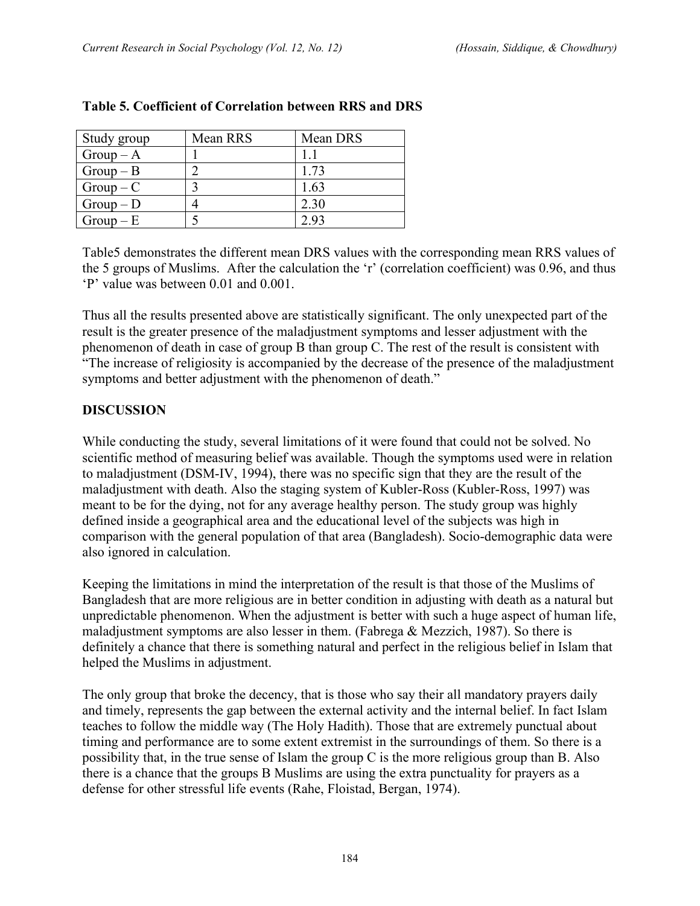**Table 5. Coefficient of Correlation between RRS and DRS**

| Study group | Mean RRS | Mean DRS |
|---|---|---|
| Group – A | 1 | 1.1 |
| Group – B | 2 | 1.73 |
| Group – C | 3 | 1.63 |
| Group – D | 4 | 2.30 |
| Group – E | 5 | 2.93 |

Table5 demonstrates the different mean DRS values with the corresponding mean RRS values of the 5 groups of Muslims. After the calculation the 'r' (correlation coefficient) was 0.96, and thus 'P' value was between 0.01 and 0.001.

Thus all the results presented above are statistically significant. The only unexpected part of the result is the greater presence of the maladjustment symptoms and lesser adjustment with the phenomenon of death in case of group B than group C. The rest of the result is consistent with "The increase of religiosity is accompanied by the decrease of the presence of the maladjustment symptoms and better adjustment with the phenomenon of death."

## DISCUSSION

While conducting the study, several limitations of it were found that could not be solved. No scientific method of measuring belief was available. Though the symptoms used were in relation to maladjustment (DSM-IV, 1994), there was no specific sign that they are the result of the maladjustment with death. Also the staging system of Kubler-Ross (Kubler-Ross, 1997) was meant to be for the dying, not for any average healthy person. The study group was highly defined inside a geographical area and the educational level of the subjects was high in comparison with the general population of that area (Bangladesh). Socio-demographic data were also ignored in calculation.

Keeping the limitations in mind the interpretation of the result is that those of the Muslims of Bangladesh that are more religious are in better condition in adjusting with death as a natural but unpredictable phenomenon. When the adjustment is better with such a huge aspect of human life, maladjustment symptoms are also lesser in them. (Fabrega & Mezzich, 1987). So there is definitely a chance that there is something natural and perfect in the religious belief in Islam that helped the Muslims in adjustment.

The only group that broke the decency, that is those who say their all mandatory prayers daily and timely, represents the gap between the external activity and the internal belief. In fact Islam teaches to follow the middle way (The Holy Hadith). Those that are extremely punctual about timing and performance are to some extent extremist in the surroundings of them. So there is a possibility that, in the true sense of Islam the group C is the more religious group than B. Also there is a chance that the groups B Muslims are using the extra punctuality for prayers as a defense for other stressful life events (Rahe, Floistad, Bergan, 1974).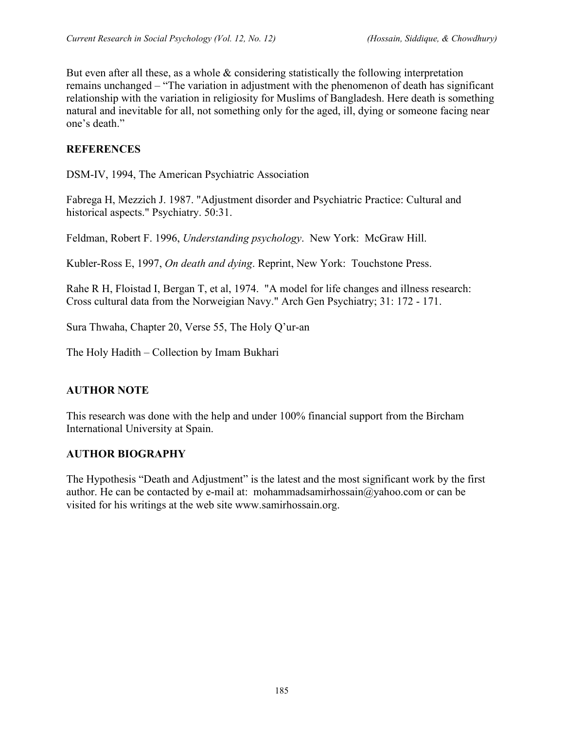But even after all these, as a whole & considering statistically the following interpretation remains unchanged – "The variation in adjustment with the phenomenon of death has significant relationship with the variation in religiosity for Muslims of Bangladesh. Here death is something natural and inevitable for all, not something only for the aged, ill, dying or someone facing near one's death."

## REFERENCES

DSM-IV, 1994, The American Psychiatric Association

Fabrega H, Mezzich J. 1987. "Adjustment disorder and Psychiatric Practice: Cultural and historical aspects." Psychiatry. 50:31.

Feldman, Robert F. 1996, *Understanding psychology*. New York: McGraw Hill.

Kubler-Ross E, 1997, *On death and dying*. Reprint, New York: Touchstone Press.

Rahe R H, Floistad I, Bergan T, et al, 1974. "A model for life changes and illness research: Cross cultural data from the Norweigian Navy." Arch Gen Psychiatry; 31: 172 - 171.

Sura Thwaha, Chapter 20, Verse 55, The Holy Q'ur-an

The Holy Hadith – Collection by Imam Bukhari

## AUTHOR NOTE

This research was done with the help and under 100% financial support from the Bircham International University at Spain.

## AUTHOR BIOGRAPHY

The Hypothesis "Death and Adjustment" is the latest and the most significant work by the first author. He can be contacted by e-mail at: mohammadsamirhossain@yahoo.com or can be visited for his writings at the web site www.samirhossain.org.